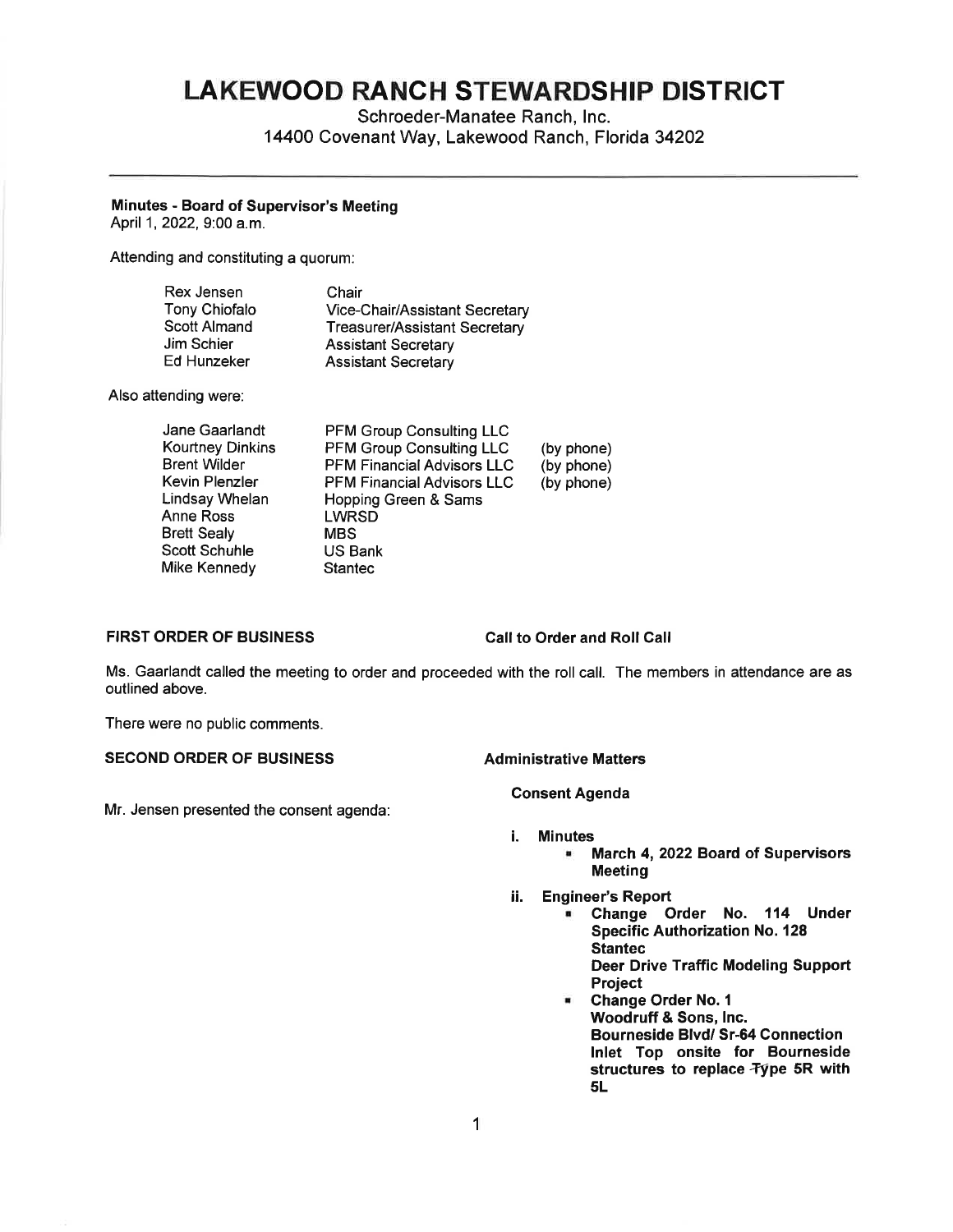# LAKEWOOD RANCH STEWARDSHIP DISTRICT

Schroeder-Manatee Ranch, Inc.
14400 Covenant Way, Lakewood Ranch, Florida 34202

---

**Minutes - Board of Supervisor's Meeting**
April 1, 2022, 9:00 a.m.

Attending and constituting a quorum:

| | |
|---|---|
| Rex Jensen | Chair |
| Tony Chiofalo | Vice-Chair/Assistant Secretary |
| Scott Almand | Treasurer/Assistant Secretary |
| Jim Schier | Assistant Secretary |
| Ed Hunzeker | Assistant Secretary |

Also attending were:

| | | |
|---|---|---|
| Jane Gaarlandt | PFM Group Consulting LLC | |
| Kourtney Dinkins | PFM Group Consulting LLC | (by phone) |
| Brent Wilder | PFM Financial Advisors LLC | (by phone) |
| Kevin Plenzler | PFM Financial Advisors LLC | (by phone) |
| Lindsay Whelan | Hopping Green & Sams | |
| Anne Ross | LWRSD | |
| Brett Sealy | MBS | |
| Scott Schuhle | US Bank | |
| Mike Kennedy | Stantec | |

**FIRST ORDER OF BUSINESS** **Call to Order and Roll Call**

Ms. Gaarlandt called the meeting to order and proceeded with the roll call. The members in attendance are as outlined above.

There were no public comments.

**SECOND ORDER OF BUSINESS** **Administrative Matters**

**Consent Agenda**

Mr. Jensen presented the consent agenda:

i. **Minutes**
   - **March 4, 2022 Board of Supervisors Meeting**

ii. **Engineer's Report**
   - **Change Order No. 114 Under Specific Authorization No. 128 Stantec Deer Drive Traffic Modeling Support Project**
   - **Change Order No. 1 Woodruff & Sons, Inc. Bourneside Blvd/ Sr-64 Connection Inlet Top onsite for Bourneside structures to replace Type 5R with 5L**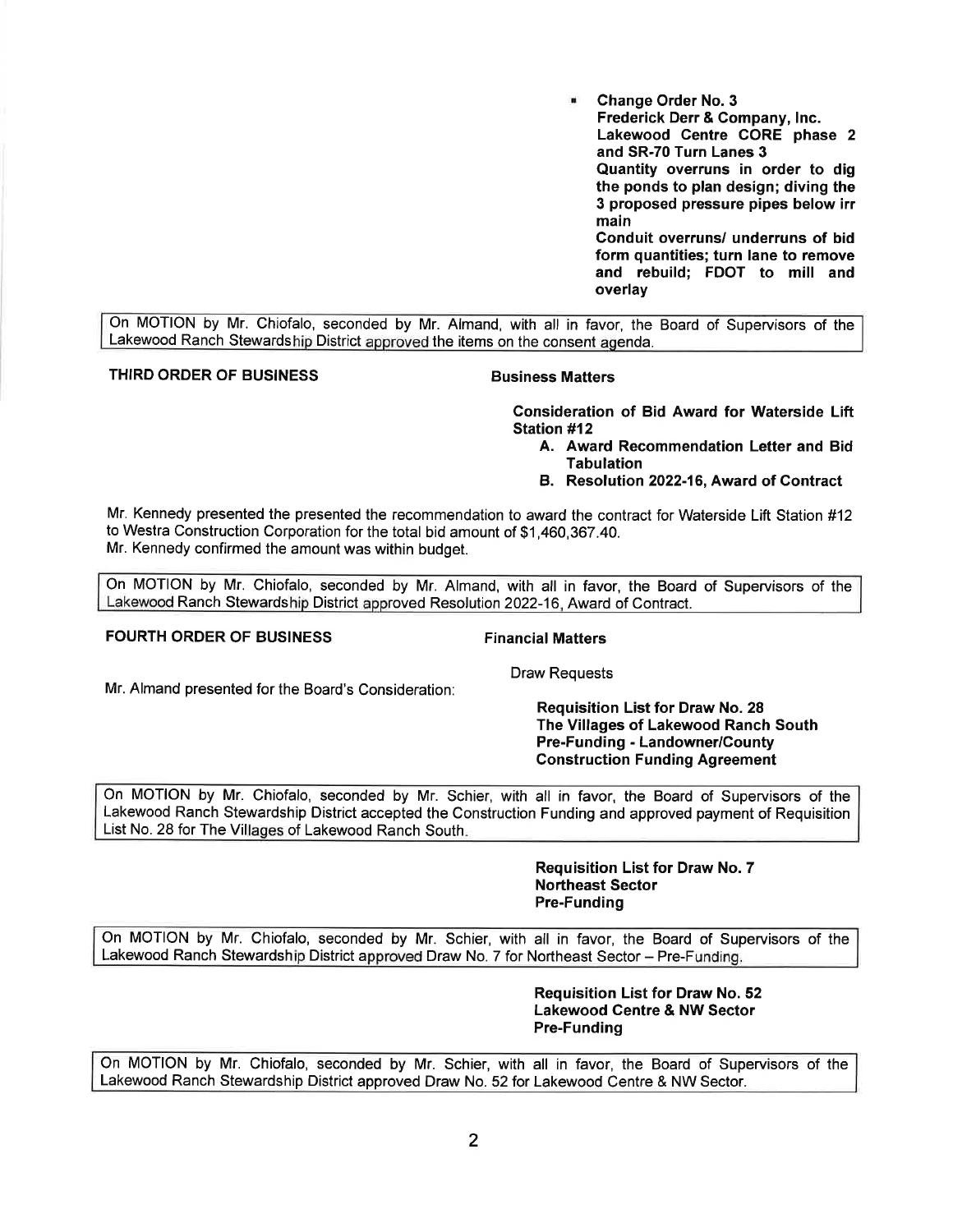- **Change Order No. 3**
  **Frederick Derr & Company, Inc.**
  **Lakewood Centre CORE phase 2 and SR-70 Turn Lanes 3**
  **Quantity overruns in order to dig the ponds to plan design; diving the 3 proposed pressure pipes below irr main**
  **Conduit overruns/ underruns of bid form quantities; turn lane to remove and rebuild; FDOT to mill and overlay**

On MOTION by Mr. Chiofalo, seconded by Mr. Almand, with all in favor, the Board of Supervisors of the Lakewood Ranch Stewardship District approved the items on the consent agenda.

**THIRD ORDER OF BUSINESS** **Business Matters**

**Consideration of Bid Award for Waterside Lift Station #12**

**A. Award Recommendation Letter and Bid Tabulation**

**B. Resolution 2022-16, Award of Contract**

Mr. Kennedy presented the presented the recommendation to award the contract for Waterside Lift Station #12 to Westra Construction Corporation for the total bid amount of $1,460,367.40.
Mr. Kennedy confirmed the amount was within budget.

On MOTION by Mr. Chiofalo, seconded by Mr. Almand, with all in favor, the Board of Supervisors of the Lakewood Ranch Stewardship District approved Resolution 2022-16, Award of Contract.

**FOURTH ORDER OF BUSINESS** **Financial Matters**

Draw Requests

Mr. Almand presented for the Board's Consideration:

**Requisition List for Draw No. 28**
**The Villages of Lakewood Ranch South**
**Pre-Funding - Landowner/County Construction Funding Agreement**

On MOTION by Mr. Chiofalo, seconded by Mr. Schier, with all in favor, the Board of Supervisors of the Lakewood Ranch Stewardship District accepted the Construction Funding and approved payment of Requisition List No. 28 for The Villages of Lakewood Ranch South.

**Requisition List for Draw No. 7**
**Northeast Sector**
**Pre-Funding**

On MOTION by Mr. Chiofalo, seconded by Mr. Schier, with all in favor, the Board of Supervisors of the Lakewood Ranch Stewardship District approved Draw No. 7 for Northeast Sector – Pre-Funding.

**Requisition List for Draw No. 52**
**Lakewood Centre & NW Sector**
**Pre-Funding**

On MOTION by Mr. Chiofalo, seconded by Mr. Schier, with all in favor, the Board of Supervisors of the Lakewood Ranch Stewardship District approved Draw No. 52 for Lakewood Centre & NW Sector.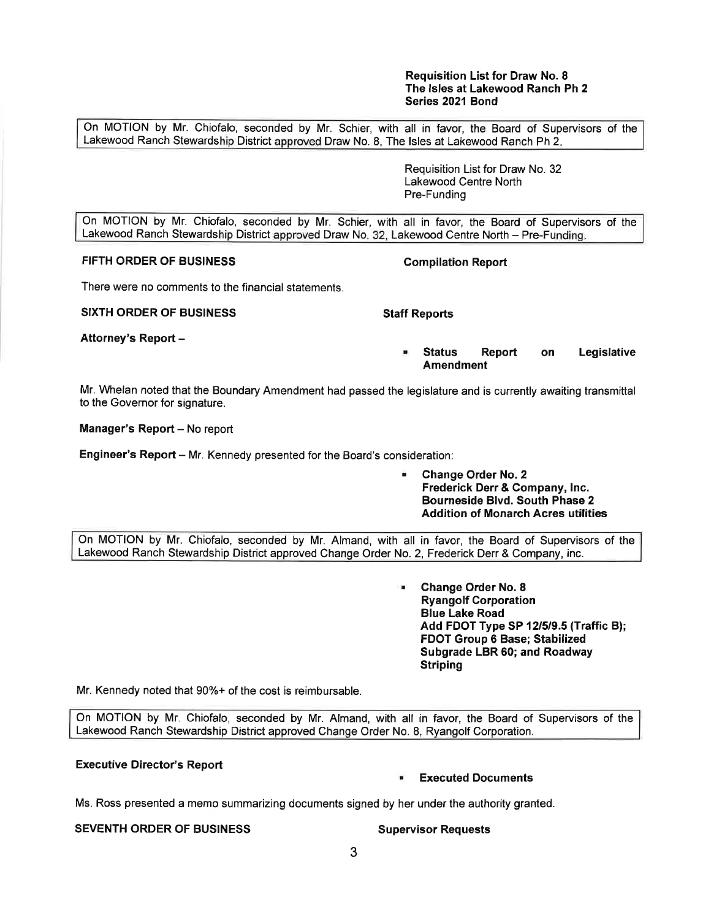**Requisition List for Draw No. 8**
**The Isles at Lakewood Ranch Ph 2**
**Series 2021 Bond**

> On MOTION by Mr. Chiofalo, seconded by Mr. Schier, with all in favor, the Board of Supervisors of the Lakewood Ranch Stewardship District approved Draw No. 8, The Isles at Lakewood Ranch Ph 2.

Requisition List for Draw No. 32
Lakewood Centre North
Pre-Funding

> On MOTION by Mr. Chiofalo, seconded by Mr. Schier, with all in favor, the Board of Supervisors of the Lakewood Ranch Stewardship District approved Draw No. 32, Lakewood Centre North – Pre-Funding.

**FIFTH ORDER OF BUSINESS** **Compilation Report**

There were no comments to the financial statements.

**SIXTH ORDER OF BUSINESS** **Staff Reports**

**Attorney's Report –**

- **Status Report on Legislative Amendment**

Mr. Whelan noted that the Boundary Amendment had passed the legislature and is currently awaiting transmittal to the Governor for signature.

**Manager's Report** – No report

**Engineer's Report** – Mr. Kennedy presented for the Board's consideration:

- **Change Order No. 2**
  **Frederick Derr & Company, Inc.**
  **Bourneside Blvd. South Phase 2**
  **Addition of Monarch Acres utilities**

> On MOTION by Mr. Chiofalo, seconded by Mr. Almand, with all in favor, the Board of Supervisors of the Lakewood Ranch Stewardship District approved Change Order No. 2, Frederick Derr & Company, inc.

- **Change Order No. 8**
  **Ryangolf Corporation**
  **Blue Lake Road**
  **Add FDOT Type SP 12/5/9.5 (Traffic B); FDOT Group 6 Base; Stabilized Subgrade LBR 60; and Roadway Striping**

Mr. Kennedy noted that 90%+ of the cost is reimbursable.

> On MOTION by Mr. Chiofalo, seconded by Mr. Almand, with all in favor, the Board of Supervisors of the Lakewood Ranch Stewardship District approved Change Order No. 8, Ryangolf Corporation.

**Executive Director's Report**

- **Executed Documents**

Ms. Ross presented a memo summarizing documents signed by her under the authority granted.

**SEVENTH ORDER OF BUSINESS** **Supervisor Requests**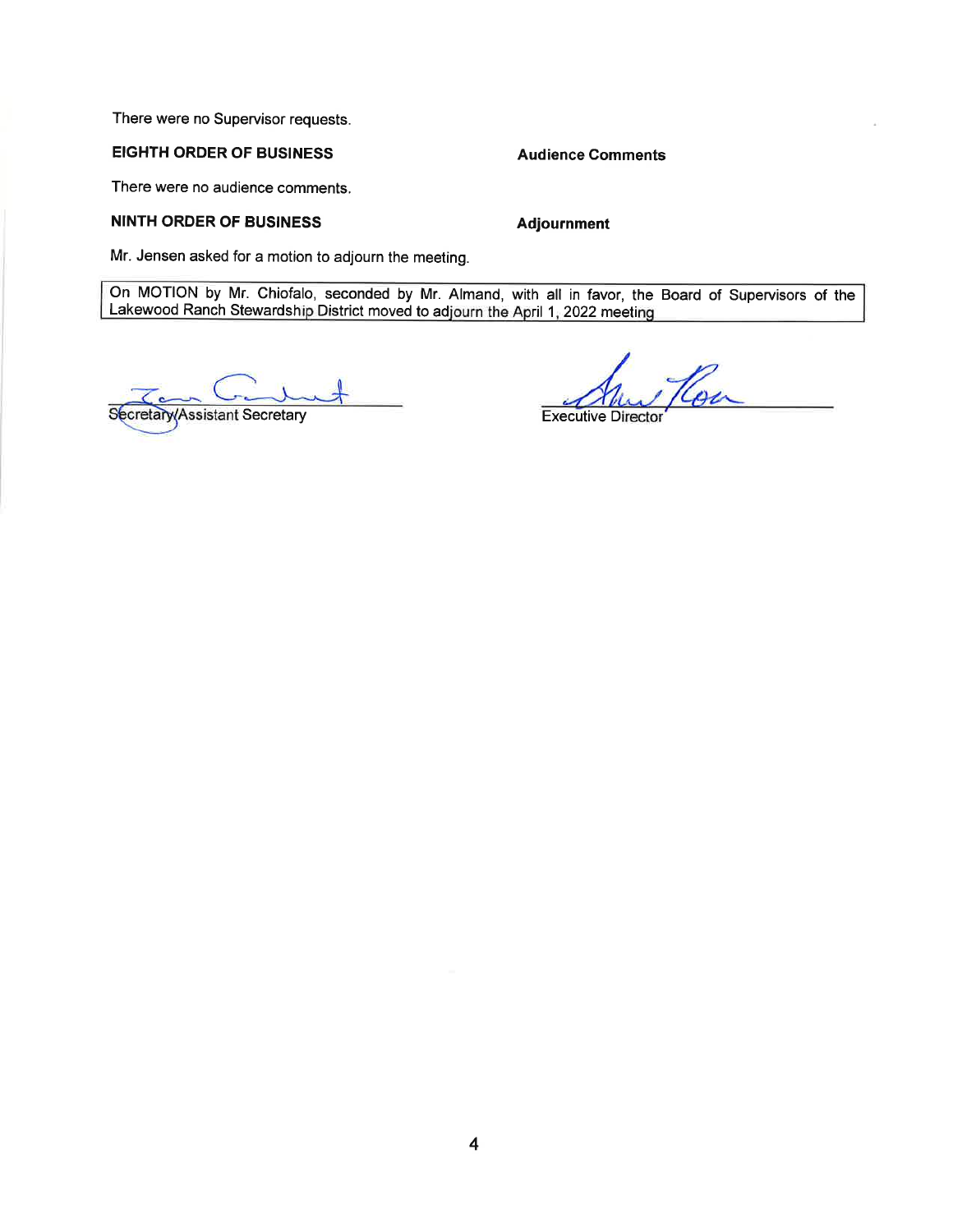There were no Supervisor requests.

**EIGHTH ORDER OF BUSINESS** **Audience Comments**

There were no audience comments.

**NINTH ORDER OF BUSINESS** **Adjournment**

Mr. Jensen asked for a motion to adjourn the meeting.

| |
|---|
| On MOTION by Mr. Chiofalo, seconded by Mr. Almand, with all in favor, the Board of Supervisors of the Lakewood Ranch Stewardship District moved to adjourn the April 1, 2022 meeting |

Secretary/Assistant Secretary

Executive Director